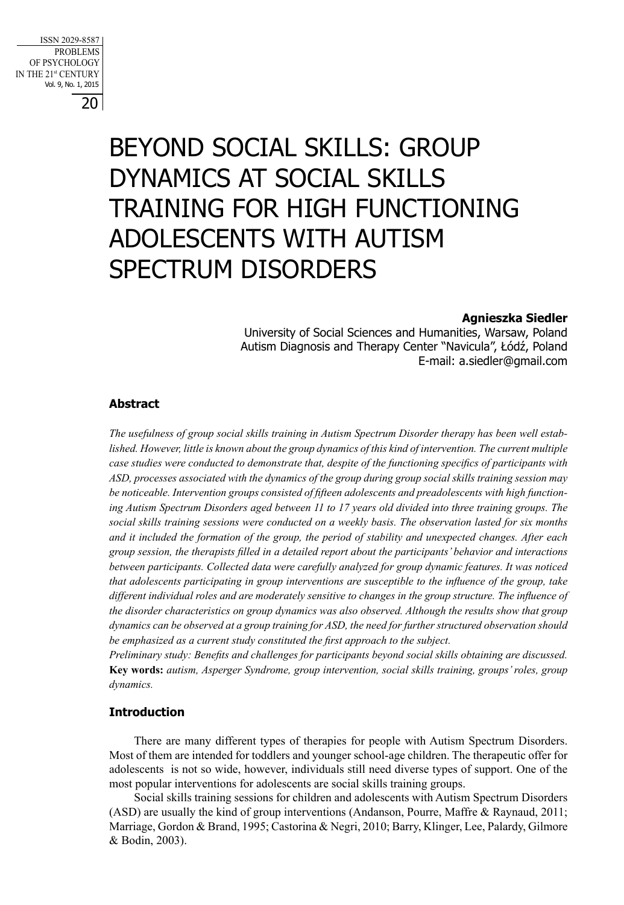# BEYOND SOCIAL SKILLS: GROUP DYNAMICS AT SOCIAL SKILLS TRAINING FOR HIGH FUNCTIONING ADOLESCENTS WITH AUTISM SPECTRUM DISORDERS

**Agnieszka Siedler**
University of Social Sciences and Humanities, Warsaw, Poland
Autism Diagnosis and Therapy Center "Navicula", Łódź, Poland
E-mail: a.siedler@gmail.com

### Abstract

*The usefulness of group social skills training in Autism Spectrum Disorder therapy has been well established. However, little is known about the group dynamics of this kind of intervention. The current multiple case studies were conducted to demonstrate that, despite of the functioning specifics of participants with ASD, processes associated with the dynamics of the group during group social skills training session may be noticeable. Intervention groups consisted of fifteen adolescents and preadolescents with high functioning Autism Spectrum Disorders aged between 11 to 17 years old divided into three training groups. The social skills training sessions were conducted on a weekly basis. The observation lasted for six months and it included the formation of the group, the period of stability and unexpected changes. After each group session, the therapists filled in a detailed report about the participants' behavior and interactions between participants. Collected data were carefully analyzed for group dynamic features. It was noticed that adolescents participating in group interventions are susceptible to the influence of the group, take different individual roles and are moderately sensitive to changes in the group structure. The influence of the disorder characteristics on group dynamics was also observed. Although the results show that group dynamics can be observed at a group training for ASD, the need for further structured observation should be emphasized as a current study constituted the first approach to the subject.*

*Preliminary study: Benefits and challenges for participants beyond social skills obtaining are discussed.*

**Key words:** *autism, Asperger Syndrome, group intervention, social skills training, groups' roles, group dynamics.*

### Introduction

There are many different types of therapies for people with Autism Spectrum Disorders. Most of them are intended for toddlers and younger school-age children. The therapeutic offer for adolescents is not so wide, however, individuals still need diverse types of support. One of the most popular interventions for adolescents are social skills training groups.

Social skills training sessions for children and adolescents with Autism Spectrum Disorders (ASD) are usually the kind of group interventions (Andanson, Pourre, Maffre & Raynaud, 2011; Marriage, Gordon & Brand, 1995; Castorina & Negri, 2010; Barry, Klinger, Lee, Palardy, Gilmore & Bodin, 2003).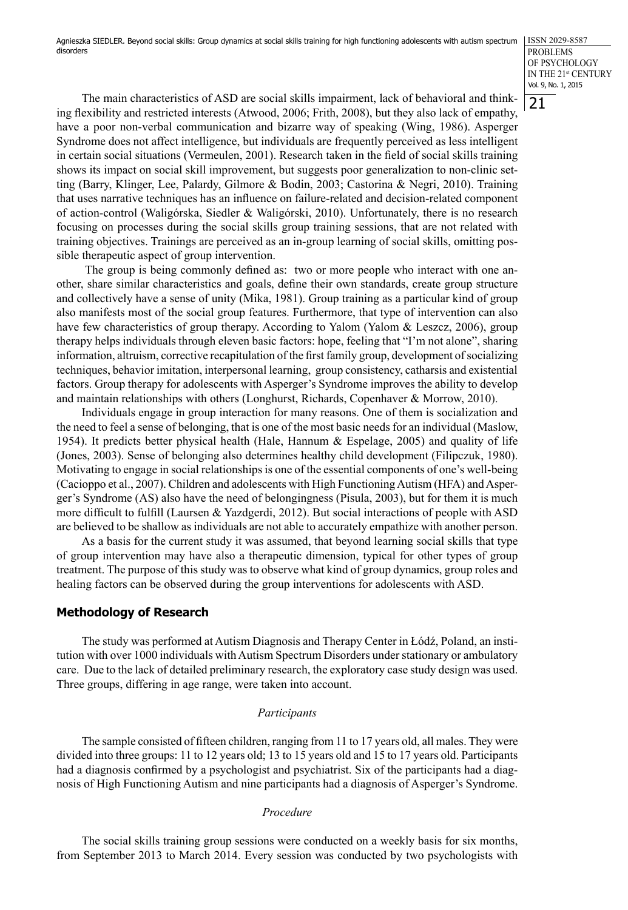The main characteristics of ASD are social skills impairment, lack of behavioral and thinking flexibility and restricted interests (Atwood, 2006; Frith, 2008), but they also lack of empathy, have a poor non-verbal communication and bizarre way of speaking (Wing, 1986). Asperger Syndrome does not affect intelligence, but individuals are frequently perceived as less intelligent in certain social situations (Vermeulen, 2001). Research taken in the field of social skills training shows its impact on social skill improvement, but suggests poor generalization to non-clinic setting (Barry, Klinger, Lee, Palardy, Gilmore & Bodin, 2003; Castorina & Negri, 2010). Training that uses narrative techniques has an influence on failure-related and decision-related component of action-control (Waligórska, Siedler & Waligórski, 2010). Unfortunately, there is no research focusing on processes during the social skills group training sessions, that are not related with training objectives. Trainings are perceived as an in-group learning of social skills, omitting possible therapeutic aspect of group intervention.

The group is being commonly defined as: two or more people who interact with one another, share similar characteristics and goals, define their own standards, create group structure and collectively have a sense of unity (Mika, 1981). Group training as a particular kind of group also manifests most of the social group features. Furthermore, that type of intervention can also have few characteristics of group therapy. According to Yalom (Yalom & Leszcz, 2006), group therapy helps individuals through eleven basic factors: hope, feeling that "I'm not alone", sharing information, altruism, corrective recapitulation of the first family group, development of socializing techniques, behavior imitation, interpersonal learning, group consistency, catharsis and existential factors. Group therapy for adolescents with Asperger's Syndrome improves the ability to develop and maintain relationships with others (Longhurst, Richards, Copenhaver & Morrow, 2010).

Individuals engage in group interaction for many reasons. One of them is socialization and the need to feel a sense of belonging, that is one of the most basic needs for an individual (Maslow, 1954). It predicts better physical health (Hale, Hannum & Espelage, 2005) and quality of life (Jones, 2003). Sense of belonging also determines healthy child development (Filipczuk, 1980). Motivating to engage in social relationships is one of the essential components of one's well-being (Cacioppo et al., 2007). Children and adolescents with High Functioning Autism (HFA) and Asperger's Syndrome (AS) also have the need of belongingness (Pisula, 2003), but for them it is much more difficult to fulfill (Laursen & Yazdgerdi, 2012). But social interactions of people with ASD are believed to be shallow as individuals are not able to accurately empathize with another person.

As a basis for the current study it was assumed, that beyond learning social skills that type of group intervention may have also a therapeutic dimension, typical for other types of group treatment. The purpose of this study was to observe what kind of group dynamics, group roles and healing factors can be observed during the group interventions for adolescents with ASD.

## Methodology of Research

The study was performed at Autism Diagnosis and Therapy Center in Łódź, Poland, an institution with over 1000 individuals with Autism Spectrum Disorders under stationary or ambulatory care. Due to the lack of detailed preliminary research, the exploratory case study design was used. Three groups, differing in age range, were taken into account.

### *Participants*

The sample consisted of fifteen children, ranging from 11 to 17 years old, all males. They were divided into three groups: 11 to 12 years old; 13 to 15 years old and 15 to 17 years old. Participants had a diagnosis confirmed by a psychologist and psychiatrist. Six of the participants had a diagnosis of High Functioning Autism and nine participants had a diagnosis of Asperger's Syndrome.

### *Procedure*

The social skills training group sessions were conducted on a weekly basis for six months, from September 2013 to March 2014. Every session was conducted by two psychologists with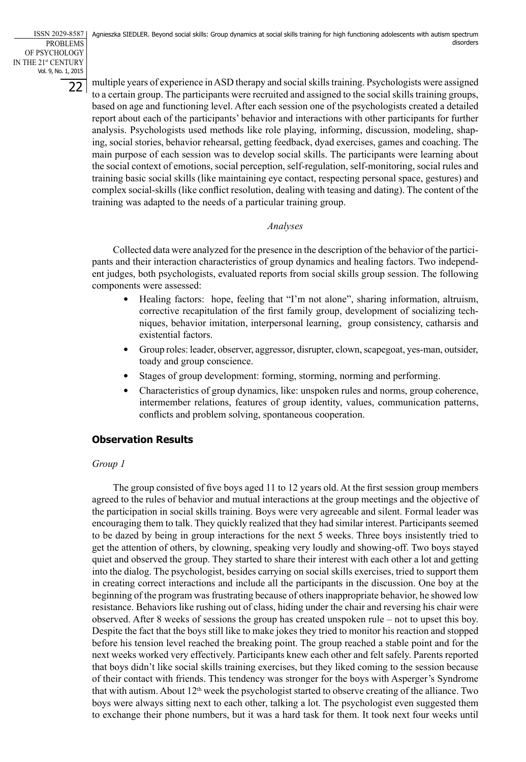multiple years of experience in ASD therapy and social skills training. Psychologists were assigned to a certain group. The participants were recruited and assigned to the social skills training groups, based on age and functioning level. After each session one of the psychologists created a detailed report about each of the participants' behavior and interactions with other participants for further analysis. Psychologists used methods like role playing, informing, discussion, modeling, shaping, social stories, behavior rehearsal, getting feedback, dyad exercises, games and coaching. The main purpose of each session was to develop social skills. The participants were learning about the social context of emotions, social perception, self-regulation, self-monitoring, social rules and training basic social skills (like maintaining eye contact, respecting personal space, gestures) and complex social-skills (like conflict resolution, dealing with teasing and dating). The content of the training was adapted to the needs of a particular training group.

*Analyses*

Collected data were analyzed for the presence in the description of the behavior of the participants and their interaction characteristics of group dynamics and healing factors. Two independent judges, both psychologists, evaluated reports from social skills group session. The following components were assessed:

- Healing factors: hope, feeling that "I'm not alone", sharing information, altruism, corrective recapitulation of the first family group, development of socializing techniques, behavior imitation, interpersonal learning, group consistency, catharsis and existential factors.
- Group roles: leader, observer, aggressor, disrupter, clown, scapegoat, yes-man, outsider, toady and group conscience.
- Stages of group development: forming, storming, norming and performing.
- Characteristics of group dynamics, like: unspoken rules and norms, group coherence, intermember relations, features of group identity, values, communication patterns, conflicts and problem solving, spontaneous cooperation.

## Observation Results

*Group 1*

The group consisted of five boys aged 11 to 12 years old. At the first session group members agreed to the rules of behavior and mutual interactions at the group meetings and the objective of the participation in social skills training. Boys were very agreeable and silent. Formal leader was encouraging them to talk. They quickly realized that they had similar interest. Participants seemed to be dazed by being in group interactions for the next 5 weeks. Three boys insistently tried to get the attention of others, by clowning, speaking very loudly and showing-off. Two boys stayed quiet and observed the group. They started to share their interest with each other a lot and getting into the dialog. The psychologist, besides carrying on social skills exercises, tried to support them in creating correct interactions and include all the participants in the discussion. One boy at the beginning of the program was frustrating because of others inappropriate behavior, he showed low resistance. Behaviors like rushing out of class, hiding under the chair and reversing his chair were observed. After 8 weeks of sessions the group has created unspoken rule – not to upset this boy. Despite the fact that the boys still like to make jokes they tried to monitor his reaction and stopped before his tension level reached the breaking point. The group reached a stable point and for the next weeks worked very effectively. Participants knew each other and felt safely. Parents reported that boys didn't like social skills training exercises, but they liked coming to the session because of their contact with friends. This tendency was stronger for the boys with Asperger's Syndrome that with autism. About 12th week the psychologist started to observe creating of the alliance. Two boys were always sitting next to each other, talking a lot. The psychologist even suggested them to exchange their phone numbers, but it was a hard task for them. It took next four weeks until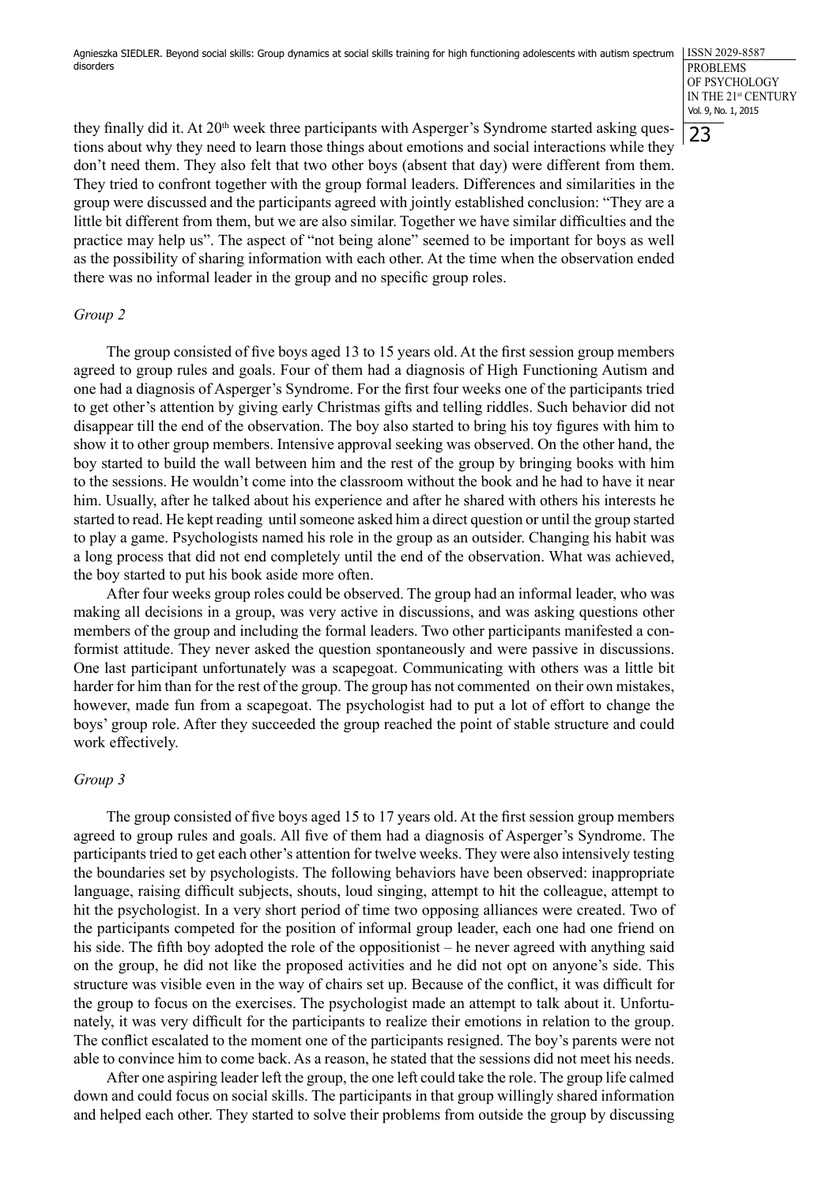they finally did it. At 20th week three participants with Asperger's Syndrome started asking questions about why they need to learn those things about emotions and social interactions while they don't need them. They also felt that two other boys (absent that day) were different from them. They tried to confront together with the group formal leaders. Differences and similarities in the group were discussed and the participants agreed with jointly established conclusion: "They are a little bit different from them, but we are also similar. Together we have similar difficulties and the practice may help us". The aspect of "not being alone" seemed to be important for boys as well as the possibility of sharing information with each other. At the time when the observation ended there was no informal leader in the group and no specific group roles.

*Group 2*

The group consisted of five boys aged 13 to 15 years old. At the first session group members agreed to group rules and goals. Four of them had a diagnosis of High Functioning Autism and one had a diagnosis of Asperger's Syndrome. For the first four weeks one of the participants tried to get other's attention by giving early Christmas gifts and telling riddles. Such behavior did not disappear till the end of the observation. The boy also started to bring his toy figures with him to show it to other group members. Intensive approval seeking was observed. On the other hand, the boy started to build the wall between him and the rest of the group by bringing books with him to the sessions. He wouldn't come into the classroom without the book and he had to have it near him. Usually, after he talked about his experience and after he shared with others his interests he started to read. He kept reading until someone asked him a direct question or until the group started to play a game. Psychologists named his role in the group as an outsider. Changing his habit was a long process that did not end completely until the end of the observation. What was achieved, the boy started to put his book aside more often.

After four weeks group roles could be observed. The group had an informal leader, who was making all decisions in a group, was very active in discussions, and was asking questions other members of the group and including the formal leaders. Two other participants manifested a conformist attitude. They never asked the question spontaneously and were passive in discussions. One last participant unfortunately was a scapegoat. Communicating with others was a little bit harder for him than for the rest of the group. The group has not commented on their own mistakes, however, made fun from a scapegoat. The psychologist had to put a lot of effort to change the boys' group role. After they succeeded the group reached the point of stable structure and could work effectively.

*Group 3*

The group consisted of five boys aged 15 to 17 years old. At the first session group members agreed to group rules and goals. All five of them had a diagnosis of Asperger's Syndrome. The participants tried to get each other's attention for twelve weeks. They were also intensively testing the boundaries set by psychologists. The following behaviors have been observed: inappropriate language, raising difficult subjects, shouts, loud singing, attempt to hit the colleague, attempt to hit the psychologist. In a very short period of time two opposing alliances were created. Two of the participants competed for the position of informal group leader, each one had one friend on his side. The fifth boy adopted the role of the oppositionist – he never agreed with anything said on the group, he did not like the proposed activities and he did not opt on anyone's side. This structure was visible even in the way of chairs set up. Because of the conflict, it was difficult for the group to focus on the exercises. The psychologist made an attempt to talk about it. Unfortunately, it was very difficult for the participants to realize their emotions in relation to the group. The conflict escalated to the moment one of the participants resigned. The boy's parents were not able to convince him to come back. As a reason, he stated that the sessions did not meet his needs.

After one aspiring leader left the group, the one left could take the role. The group life calmed down and could focus on social skills. The participants in that group willingly shared information and helped each other. They started to solve their problems from outside the group by discussing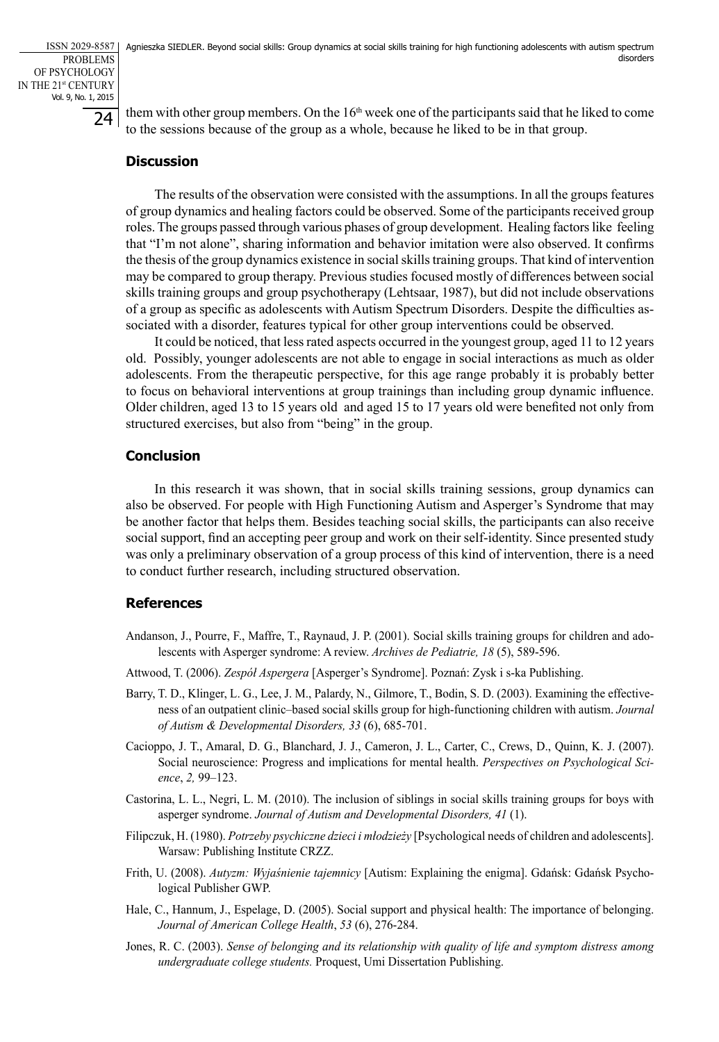them with other group members. On the 16th week one of the participants said that he liked to come to the sessions because of the group as a whole, because he liked to be in that group.

## Discussion

The results of the observation were consisted with the assumptions. In all the groups features of group dynamics and healing factors could be observed. Some of the participants received group roles. The groups passed through various phases of group development. Healing factors like feeling that "I'm not alone", sharing information and behavior imitation were also observed. It confirms the thesis of the group dynamics existence in social skills training groups. That kind of intervention may be compared to group therapy. Previous studies focused mostly of differences between social skills training groups and group psychotherapy (Lehtsaar, 1987), but did not include observations of a group as specific as adolescents with Autism Spectrum Disorders. Despite the difficulties associated with a disorder, features typical for other group interventions could be observed.

It could be noticed, that less rated aspects occurred in the youngest group, aged 11 to 12 years old. Possibly, younger adolescents are not able to engage in social interactions as much as older adolescents. From the therapeutic perspective, for this age range probably it is probably better to focus on behavioral interventions at group trainings than including group dynamic influence. Older children, aged 13 to 15 years old and aged 15 to 17 years old were benefited not only from structured exercises, but also from "being" in the group.

## Conclusion

In this research it was shown, that in social skills training sessions, group dynamics can also be observed. For people with High Functioning Autism and Asperger's Syndrome that may be another factor that helps them. Besides teaching social skills, the participants can also receive social support, find an accepting peer group and work on their self-identity. Since presented study was only a preliminary observation of a group process of this kind of intervention, there is a need to conduct further research, including structured observation.

## References

Andanson, J., Pourre, F., Maffre, T., Raynaud, J. P. (2001). Social skills training groups for children and adolescents with Asperger syndrome: A review. *Archives de Pediatrie, 18* (5), 589-596.

Attwood, T. (2006). *Zespół Aspergera* [Asperger's Syndrome]. Poznań: Zysk i s-ka Publishing.

Barry, T. D., Klinger, L. G., Lee, J. M., Palardy, N., Gilmore, T., Bodin, S. D. (2003). Examining the effectiveness of an outpatient clinic–based social skills group for high-functioning children with autism. *Journal of Autism & Developmental Disorders, 33* (6), 685-701.

Cacioppo, J. T., Amaral, D. G., Blanchard, J. J., Cameron, J. L., Carter, C., Crews, D., Quinn, K. J. (2007). Social neuroscience: Progress and implications for mental health. *Perspectives on Psychological Science*, *2,* 99–123.

Castorina, L. L., Negri, L. M. (2010). The inclusion of siblings in social skills training groups for boys with asperger syndrome. *Journal of Autism and Developmental Disorders, 41* (1).

Filipczuk, H. (1980). *Potrzeby psychiczne dzieci i młodzieży* [Psychological needs of children and adolescents]. Warsaw: Publishing Institute CRZZ.

Frith, U. (2008). *Autyzm: Wyjaśnienie tajemnicy* [Autism: Explaining the enigma]. Gdańsk: Gdańsk Psychological Publisher GWP.

Hale, C., Hannum, J., Espelage, D. (2005). Social support and physical health: The importance of belonging. *Journal of American College Health*, *53* (6), 276-284.

Jones, R. C. (2003). *Sense of belonging and its relationship with quality of life and symptom distress among undergraduate college students.* Proquest, Umi Dissertation Publishing.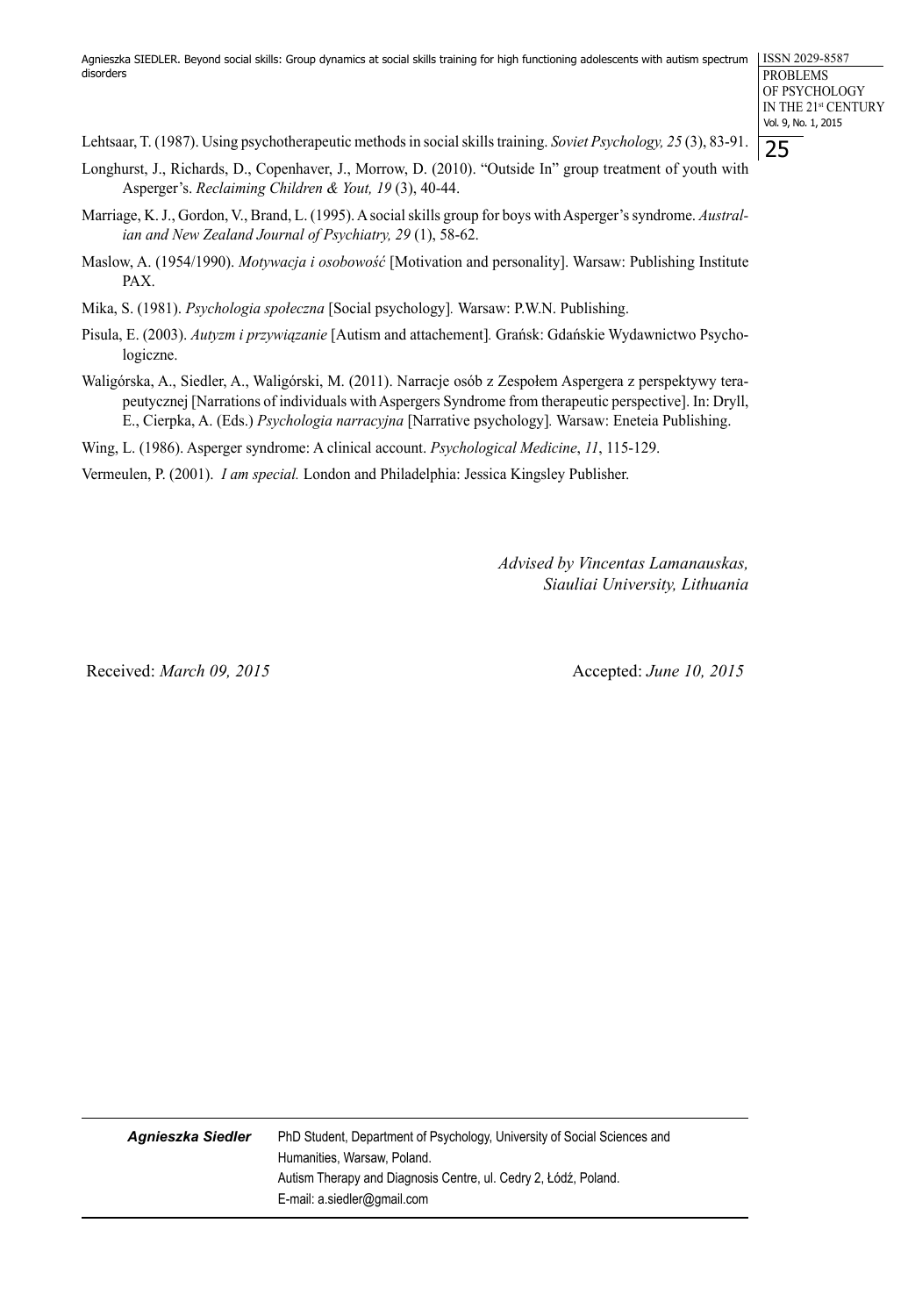Lehtsaar, T. (1987). Using psychotherapeutic methods in social skills training. *Soviet Psychology, 25* (3), 83-91.

Longhurst, J., Richards, D., Copenhaver, J., Morrow, D. (2010). "Outside In" group treatment of youth with Asperger's. *Reclaiming Children & Yout, 19* (3), 40-44.

Marriage, K. J., Gordon, V., Brand, L. (1995). A social skills group for boys with Asperger's syndrome. *Australian and New Zealand Journal of Psychiatry, 29* (1), 58-62.

Maslow, A. (1954/1990). *Motywacja i osobowość* [Motivation and personality]. Warsaw: Publishing Institute PAX.

Mika, S. (1981). *Psychologia społeczna* [Social psychology]. Warsaw: P.W.N. Publishing.

Pisula, E. (2003). *Autyzm i przywiązanie* [Autism and attachement]. Grańsk: Gdańskie Wydawnictwo Psychologiczne.

Waligórska, A., Siedler, A., Waligórski, M. (2011). Narracje osób z Zespołem Aspergera z perspektywy terapeutycznej [Narrations of individuals with Aspergers Syndrome from therapeutic perspective]. In: Dryll, E., Cierpka, A. (Eds.) *Psychologia narracyjna* [Narrative psychology]. Warsaw: Eneteia Publishing.

Wing, L. (1986). Asperger syndrome: A clinical account. *Psychological Medicine*, *11*, 115-129.

Vermeulen, P. (2001). *I am special.* London and Philadelphia: Jessica Kingsley Publisher.

*Advised by Vincentas Lamanauskas,*
*Siauliai University, Lithuania*

Received: *March 09, 2015* Accepted: *June 10, 2015*

| | |
|---|---|
| ***Agnieszka Siedler*** | PhD Student, Department of Psychology, University of Social Sciences and Humanities, Warsaw, Poland. Autism Therapy and Diagnosis Centre, ul. Cedry 2, Łódź, Poland. E-mail: a.siedler@gmail.com |